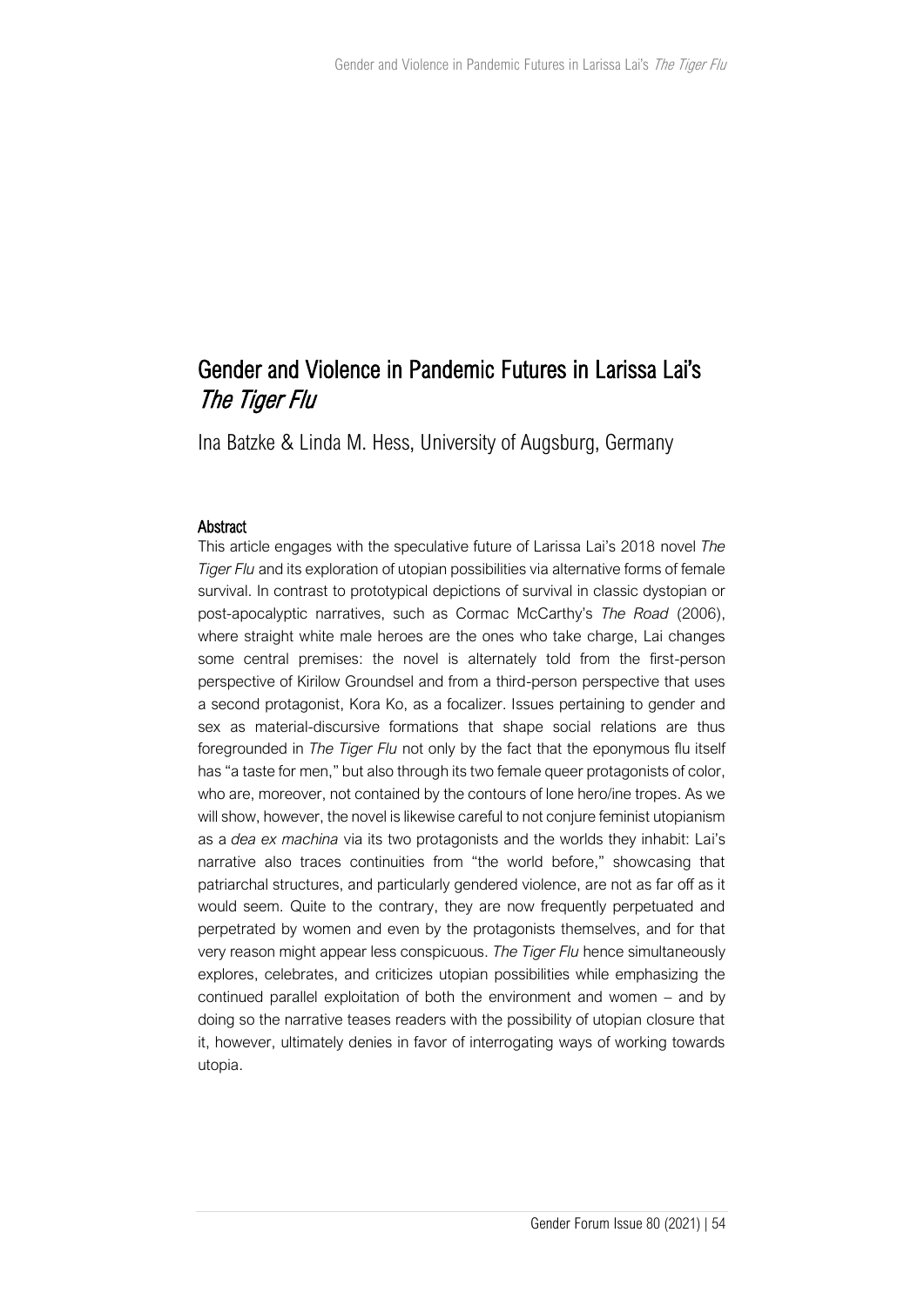# Gender and Violence in Pandemic Futures in Larissa Lai's *The Tiger Flu*

Ina Batzke & Linda M. Hess, University of Augsburg, Germany

## Abstract

This article engages with the speculative future of Larissa Lai's 2018 novel *The Tiger Flu* and its exploration of utopian possibilities via alternative forms of female survival. In contrast to prototypical depictions of survival in classic dystopian or post-apocalyptic narratives, such as Cormac McCarthy's *The Road* (2006), where straight white male heroes are the ones who take charge, Lai changes some central premises: the novel is alternately told from the first-person perspective of Kirilow Groundsel and from a third-person perspective that uses a second protagonist, Kora Ko, as a focalizer. Issues pertaining to gender and sex as material-discursive formations that shape social relations are thus foregrounded in *The Tiger Flu* not only by the fact that the eponymous flu itself has "a taste for men," but also through its two female queer protagonists of color, who are, moreover, not contained by the contours of lone hero/ine tropes. As we will show, however, the novel is likewise careful to not conjure feminist utopianism as a *dea ex machina* via its two protagonists and the worlds they inhabit: Lai's narrative also traces continuities from "the world before," showcasing that patriarchal structures, and particularly gendered violence, are not as far off as it would seem. Quite to the contrary, they are now frequently perpetuated and perpetrated by women and even by the protagonists themselves, and for that very reason might appear less conspicuous. *The Tiger Flu* hence simultaneously explores, celebrates, and criticizes utopian possibilities while emphasizing the continued parallel exploitation of both the environment and women – and by doing so the narrative teases readers with the possibility of utopian closure that it, however, ultimately denies in favor of interrogating ways of working towards utopia.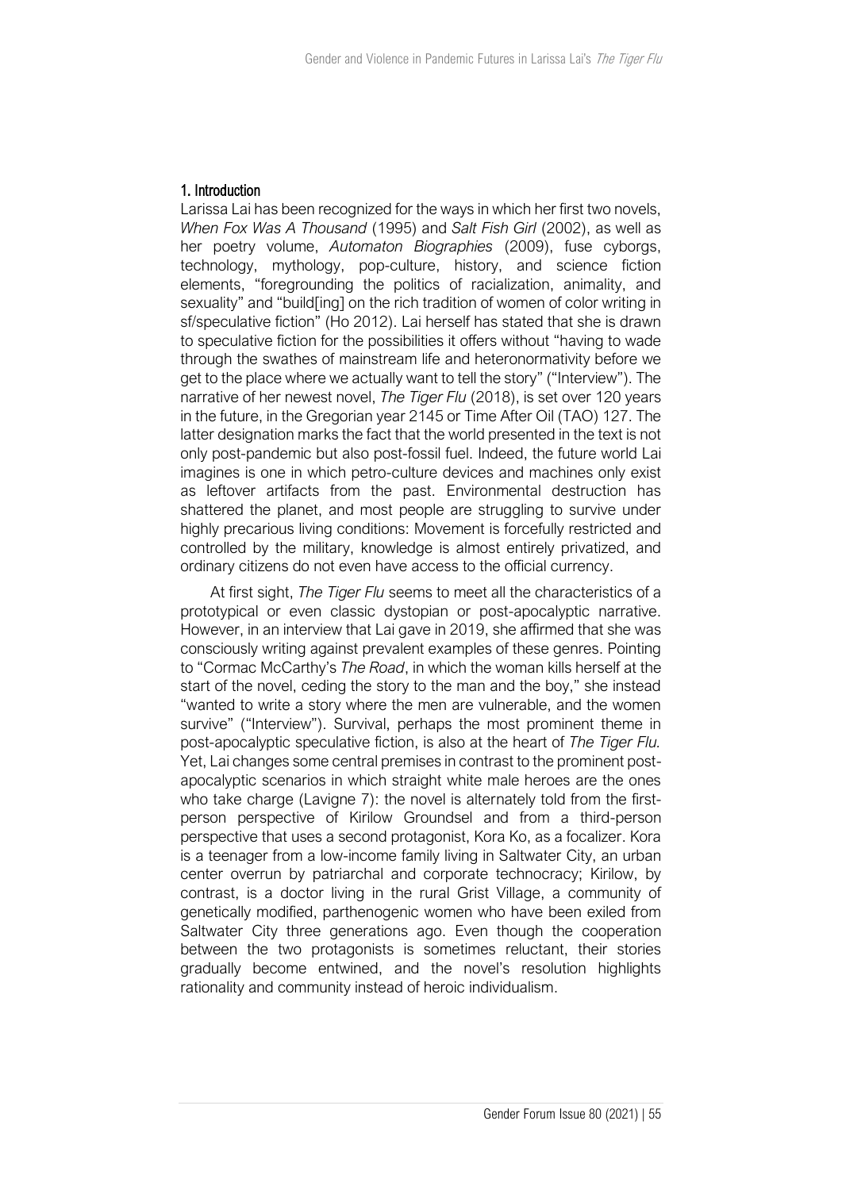## 1. Introduction

Larissa Lai has been recognized for the ways in which her first two novels, *When Fox Was A Thousand* (1995) and *Salt Fish Girl* (2002), as well as her poetry volume, *Automaton Biographies* (2009), fuse cyborgs, technology, mythology, pop-culture, history, and science fiction elements, "foregrounding the politics of racialization, animality, and sexuality" and "build[ing] on the rich tradition of women of color writing in sf/speculative fiction" (Ho 2012). Lai herself has stated that she is drawn to speculative fiction for the possibilities it offers without "having to wade through the swathes of mainstream life and heteronormativity before we get to the place where we actually want to tell the story" ("Interview"). The narrative of her newest novel, *The Tiger Flu* (2018), is set over 120 years in the future, in the Gregorian year 2145 or Time After Oil (TAO) 127. The latter designation marks the fact that the world presented in the text is not only post-pandemic but also post-fossil fuel. Indeed, the future world Lai imagines is one in which petro-culture devices and machines only exist as leftover artifacts from the past. Environmental destruction has shattered the planet, and most people are struggling to survive under highly precarious living conditions: Movement is forcefully restricted and controlled by the military, knowledge is almost entirely privatized, and ordinary citizens do not even have access to the official currency.

At first sight, *The Tiger Flu* seems to meet all the characteristics of a prototypical or even classic dystopian or post-apocalyptic narrative. However, in an interview that Lai gave in 2019, she affirmed that she was consciously writing against prevalent examples of these genres. Pointing to "Cormac McCarthy's *The Road*, in which the woman kills herself at the start of the novel, ceding the story to the man and the boy," she instead "wanted to write a story where the men are vulnerable, and the women survive" ("Interview"). Survival, perhaps the most prominent theme in post-apocalyptic speculative fiction, is also at the heart of *The Tiger Flu.* Yet, Lai changes some central premises in contrast to the prominent post-apocalyptic scenarios in which straight white male heroes are the ones who take charge (Lavigne 7): the novel is alternately told from the first-person perspective of Kirilow Groundsel and from a third-person perspective that uses a second protagonist, Kora Ko, as a focalizer. Kora is a teenager from a low-income family living in Saltwater City, an urban center overrun by patriarchal and corporate technocracy; Kirilow, by contrast, is a doctor living in the rural Grist Village, a community of genetically modified, parthenogenic women who have been exiled from Saltwater City three generations ago. Even though the cooperation between the two protagonists is sometimes reluctant, their stories gradually become entwined, and the novel's resolution highlights rationality and community instead of heroic individualism.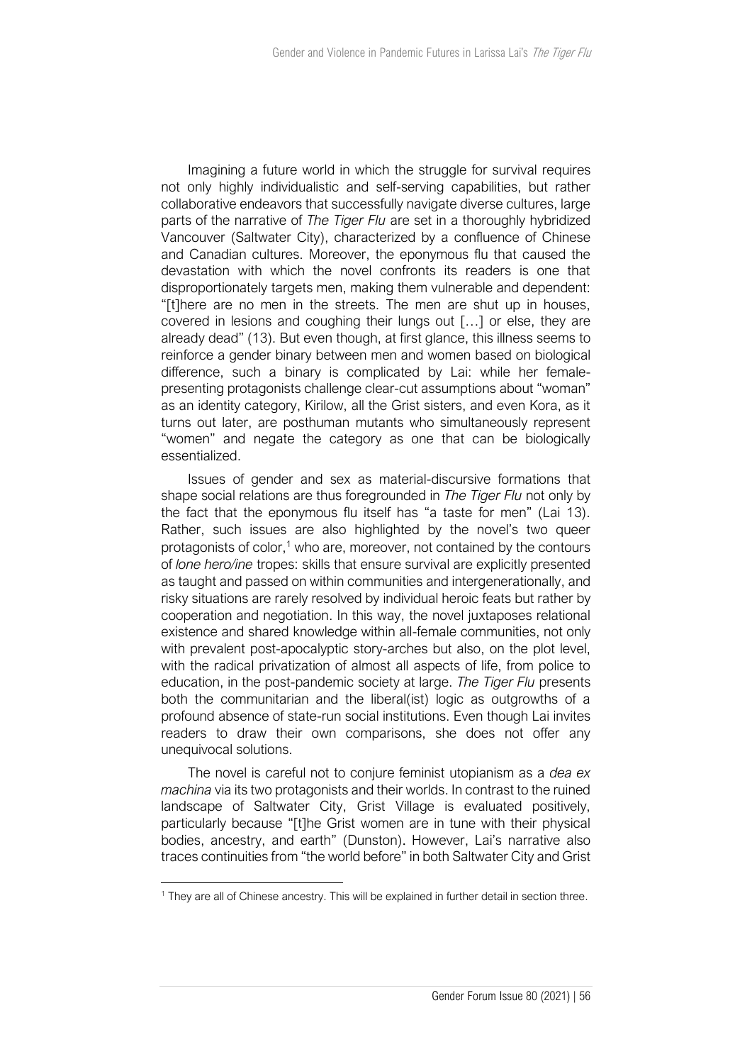Imagining a future world in which the struggle for survival requires not only highly individualistic and self-serving capabilities, but rather collaborative endeavors that successfully navigate diverse cultures, large parts of the narrative of *The Tiger Flu* are set in a thoroughly hybridized Vancouver (Saltwater City), characterized by a confluence of Chinese and Canadian cultures. Moreover, the eponymous flu that caused the devastation with which the novel confronts its readers is one that disproportionately targets men, making them vulnerable and dependent: "[t]here are no men in the streets. The men are shut up in houses, covered in lesions and coughing their lungs out […] or else, they are already dead" (13). But even though, at first glance, this illness seems to reinforce a gender binary between men and women based on biological difference, such a binary is complicated by Lai: while her female-presenting protagonists challenge clear-cut assumptions about "woman" as an identity category, Kirilow, all the Grist sisters, and even Kora, as it turns out later, are posthuman mutants who simultaneously represent "women" and negate the category as one that can be biologically essentialized.

Issues of gender and sex as material-discursive formations that shape social relations are thus foregrounded in *The Tiger Flu* not only by the fact that the eponymous flu itself has "a taste for men" (Lai 13). Rather, such issues are also highlighted by the novel's two queer protagonists of color,[1] who are, moreover, not contained by the contours of *lone hero/ine* tropes: skills that ensure survival are explicitly presented as taught and passed on within communities and intergenerationally, and risky situations are rarely resolved by individual heroic feats but rather by cooperation and negotiation. In this way, the novel juxtaposes relational existence and shared knowledge within all-female communities, not only with prevalent post-apocalyptic story-arches but also, on the plot level, with the radical privatization of almost all aspects of life, from police to education, in the post-pandemic society at large. *The Tiger Flu* presents both the communitarian and the liberal(ist) logic as outgrowths of a profound absence of state-run social institutions. Even though Lai invites readers to draw their own comparisons, she does not offer any unequivocal solutions.

The novel is careful not to conjure feminist utopianism as a *dea ex machina* via its two protagonists and their worlds. In contrast to the ruined landscape of Saltwater City, Grist Village is evaluated positively, particularly because "[t]he Grist women are in tune with their physical bodies, ancestry, and earth" (Dunston). However, Lai's narrative also traces continuities from "the world before" in both Saltwater City and Grist

[1] They are all of Chinese ancestry. This will be explained in further detail in section three.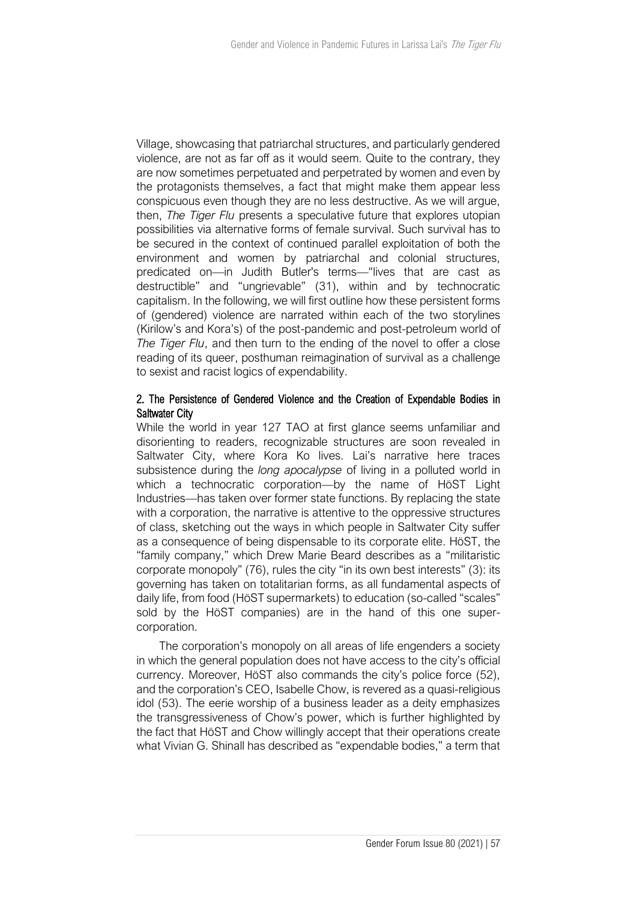Village, showcasing that patriarchal structures, and particularly gendered violence, are not as far off as it would seem. Quite to the contrary, they are now sometimes perpetuated and perpetrated by women and even by the protagonists themselves, a fact that might make them appear less conspicuous even though they are no less destructive. As we will argue, then, *The Tiger Flu* presents a speculative future that explores utopian possibilities via alternative forms of female survival. Such survival has to be secured in the context of continued parallel exploitation of both the environment and women by patriarchal and colonial structures, predicated on—in Judith Butler's terms—"lives that are cast as destructible" and "ungrievable" (31), within and by technocratic capitalism. In the following, we will first outline how these persistent forms of (gendered) violence are narrated within each of the two storylines (Kirilow's and Kora's) of the post-pandemic and post-petroleum world of *The Tiger Flu*, and then turn to the ending of the novel to offer a close reading of its queer, posthuman reimagination of survival as a challenge to sexist and racist logics of expendability.

## 2. The Persistence of Gendered Violence and the Creation of Expendable Bodies in Saltwater City

While the world in year 127 TAO at first glance seems unfamiliar and disorienting to readers, recognizable structures are soon revealed in Saltwater City, where Kora Ko lives. Lai's narrative here traces subsistence during the *long apocalypse* of living in a polluted world in which a technocratic corporation—by the name of HöST Light Industries—has taken over former state functions. By replacing the state with a corporation, the narrative is attentive to the oppressive structures of class, sketching out the ways in which people in Saltwater City suffer as a consequence of being dispensable to its corporate elite. HöST, the "family company," which Drew Marie Beard describes as a "militaristic corporate monopoly" (76), rules the city "in its own best interests" (3): its governing has taken on totalitarian forms, as all fundamental aspects of daily life, from food (HöST supermarkets) to education (so-called "scales" sold by the HöST companies) are in the hand of this one super-corporation.

The corporation's monopoly on all areas of life engenders a society in which the general population does not have access to the city's official currency. Moreover, HöST also commands the city's police force (52), and the corporation's CEO, Isabelle Chow, is revered as a quasi-religious idol (53). The eerie worship of a business leader as a deity emphasizes the transgressiveness of Chow's power, which is further highlighted by the fact that HöST and Chow willingly accept that their operations create what Vivian G. Shinall has described as "expendable bodies," a term that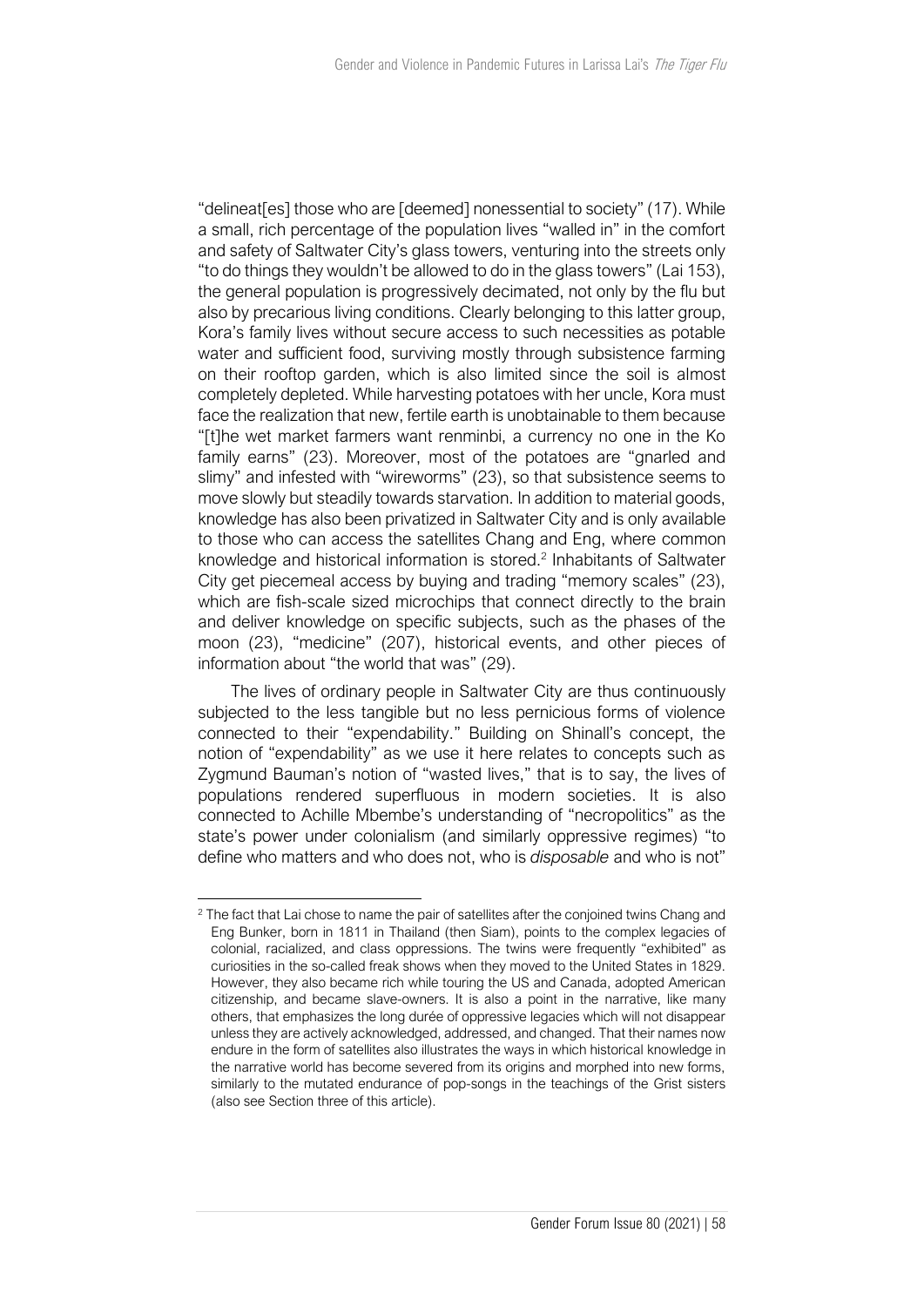"delineat[es] those who are [deemed] nonessential to society" (17). While a small, rich percentage of the population lives "walled in" in the comfort and safety of Saltwater City's glass towers, venturing into the streets only "to do things they wouldn't be allowed to do in the glass towers" (Lai 153), the general population is progressively decimated, not only by the flu but also by precarious living conditions. Clearly belonging to this latter group, Kora's family lives without secure access to such necessities as potable water and sufficient food, surviving mostly through subsistence farming on their rooftop garden, which is also limited since the soil is almost completely depleted. While harvesting potatoes with her uncle, Kora must face the realization that new, fertile earth is unobtainable to them because "[t]he wet market farmers want renminbi, a currency no one in the Ko family earns" (23). Moreover, most of the potatoes are "gnarled and slimy" and infested with "wireworms" (23), so that subsistence seems to move slowly but steadily towards starvation. In addition to material goods, knowledge has also been privatized in Saltwater City and is only available to those who can access the satellites Chang and Eng, where common knowledge and historical information is stored.[2] Inhabitants of Saltwater City get piecemeal access by buying and trading "memory scales" (23), which are fish-scale sized microchips that connect directly to the brain and deliver knowledge on specific subjects, such as the phases of the moon (23), "medicine" (207), historical events, and other pieces of information about "the world that was" (29).

The lives of ordinary people in Saltwater City are thus continuously subjected to the less tangible but no less pernicious forms of violence connected to their "expendability." Building on Shinall's concept, the notion of "expendability" as we use it here relates to concepts such as Zygmund Bauman's notion of "wasted lives," that is to say, the lives of populations rendered superfluous in modern societies. It is also connected to Achille Mbembe's understanding of "necropolitics" as the state's power under colonialism (and similarly oppressive regimes) "to define who matters and who does not, who is *disposable* and who is not"

---

[2] The fact that Lai chose to name the pair of satellites after the conjoined twins Chang and Eng Bunker, born in 1811 in Thailand (then Siam), points to the complex legacies of colonial, racialized, and class oppressions. The twins were frequently "exhibited" as curiosities in the so-called freak shows when they moved to the United States in 1829. However, they also became rich while touring the US and Canada, adopted American citizenship, and became slave-owners. It is also a point in the narrative, like many others, that emphasizes the long durée of oppressive legacies which will not disappear unless they are actively acknowledged, addressed, and changed. That their names now endure in the form of satellites also illustrates the ways in which historical knowledge in the narrative world has become severed from its origins and morphed into new forms, similarly to the mutated endurance of pop-songs in the teachings of the Grist sisters (also see Section three of this article).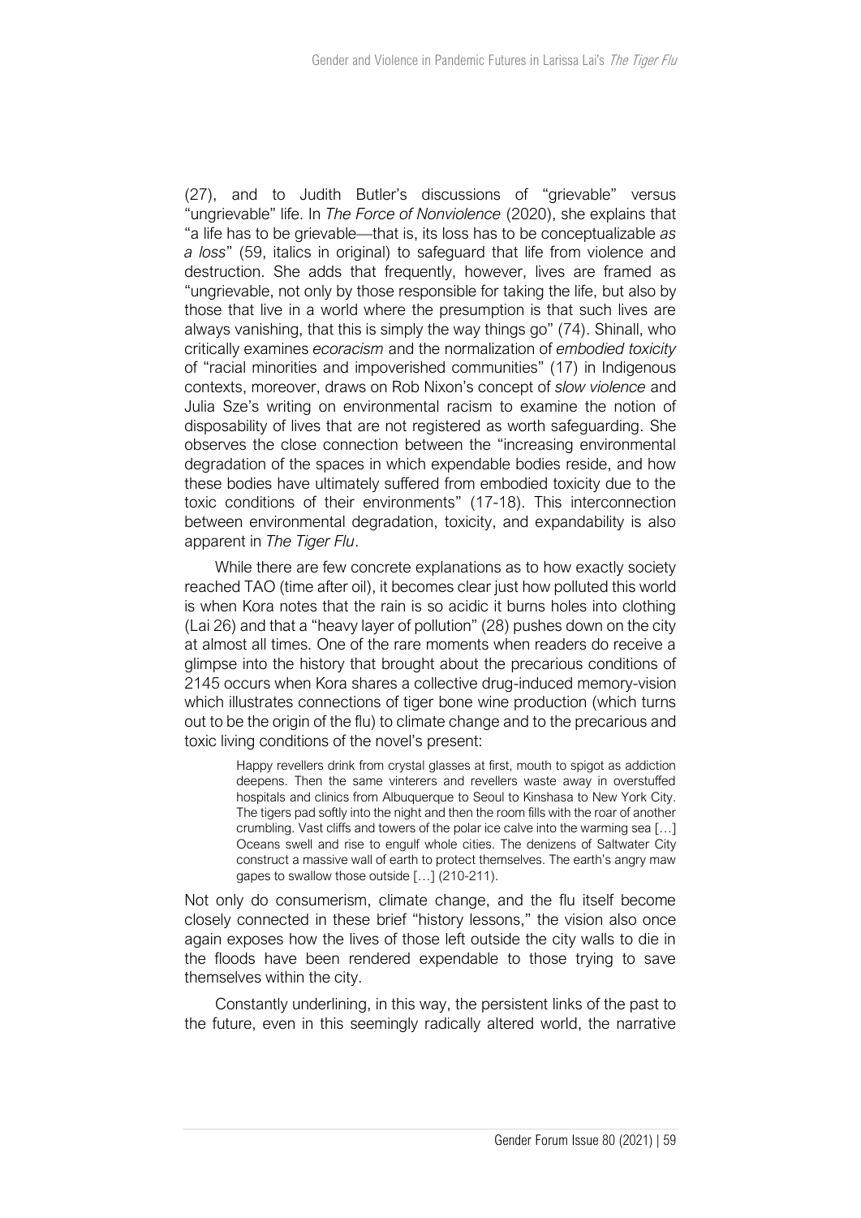(27), and to Judith Butler's discussions of "grievable" versus "ungrievable" life. In *The Force of Nonviolence* (2020), she explains that "a life has to be grievable—that is, its loss has to be conceptualizable *as a loss*" (59, italics in original) to safeguard that life from violence and destruction. She adds that frequently, however, lives are framed as "ungrievable, not only by those responsible for taking the life, but also by those that live in a world where the presumption is that such lives are always vanishing, that this is simply the way things go" (74). Shinall, who critically examines *ecoracism* and the normalization of *embodied toxicity* of "racial minorities and impoverished communities" (17) in Indigenous contexts, moreover, draws on Rob Nixon's concept of *slow violence* and Julia Sze's writing on environmental racism to examine the notion of disposability of lives that are not registered as worth safeguarding. She observes the close connection between the "increasing environmental degradation of the spaces in which expendable bodies reside, and how these bodies have ultimately suffered from embodied toxicity due to the toxic conditions of their environments" (17-18). This interconnection between environmental degradation, toxicity, and expandability is also apparent in *The Tiger Flu*.

While there are few concrete explanations as to how exactly society reached TAO (time after oil), it becomes clear just how polluted this world is when Kora notes that the rain is so acidic it burns holes into clothing (Lai 26) and that a "heavy layer of pollution" (28) pushes down on the city at almost all times. One of the rare moments when readers do receive a glimpse into the history that brought about the precarious conditions of 2145 occurs when Kora shares a collective drug-induced memory-vision which illustrates connections of tiger bone wine production (which turns out to be the origin of the flu) to climate change and to the precarious and toxic living conditions of the novel's present:

> Happy revellers drink from crystal glasses at first, mouth to spigot as addiction deepens. Then the same vinterers and revellers waste away in overstuffed hospitals and clinics from Albuquerque to Seoul to Kinshasa to New York City. The tigers pad softly into the night and then the room fills with the roar of another crumbling. Vast cliffs and towers of the polar ice calve into the warming sea […] Oceans swell and rise to engulf whole cities. The denizens of Saltwater City construct a massive wall of earth to protect themselves. The earth's angry maw gapes to swallow those outside […] (210-211).

Not only do consumerism, climate change, and the flu itself become closely connected in these brief "history lessons," the vision also once again exposes how the lives of those left outside the city walls to die in the floods have been rendered expendable to those trying to save themselves within the city.

Constantly underlining, in this way, the persistent links of the past to the future, even in this seemingly radically altered world, the narrative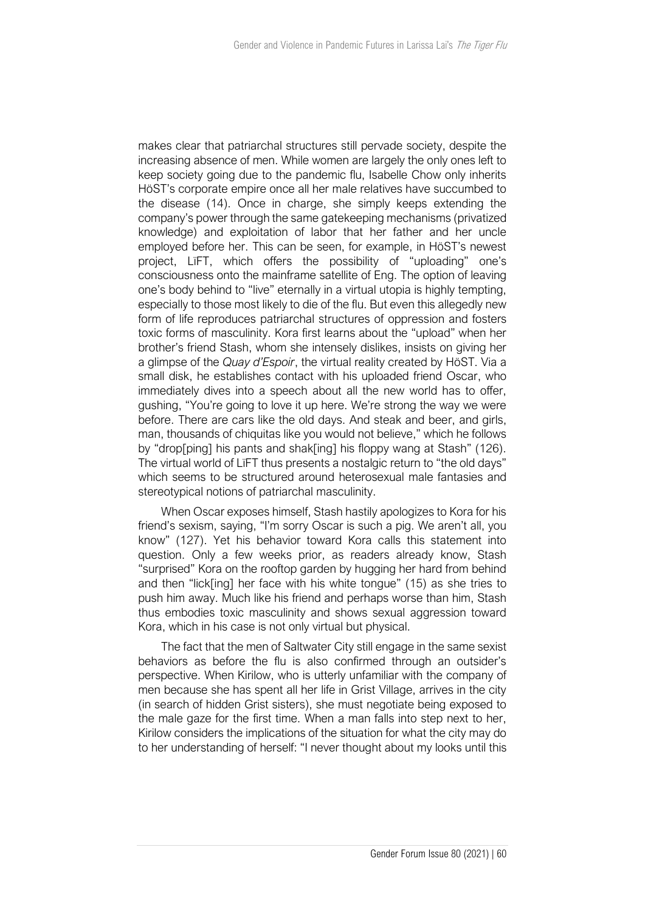makes clear that patriarchal structures still pervade society, despite the increasing absence of men. While women are largely the only ones left to keep society going due to the pandemic flu, Isabelle Chow only inherits HöST's corporate empire once all her male relatives have succumbed to the disease (14). Once in charge, she simply keeps extending the company's power through the same gatekeeping mechanisms (privatized knowledge) and exploitation of labor that her father and her uncle employed before her. This can be seen, for example, in HöST's newest project, LïFT, which offers the possibility of "uploading" one's consciousness onto the mainframe satellite of Eng. The option of leaving one's body behind to "live" eternally in a virtual utopia is highly tempting, especially to those most likely to die of the flu. But even this allegedly new form of life reproduces patriarchal structures of oppression and fosters toxic forms of masculinity. Kora first learns about the "upload" when her brother's friend Stash, whom she intensely dislikes, insists on giving her a glimpse of the *Quay d'Espoir*, the virtual reality created by HöST. Via a small disk, he establishes contact with his uploaded friend Oscar, who immediately dives into a speech about all the new world has to offer, gushing, "You're going to love it up here. We're strong the way we were before. There are cars like the old days. And steak and beer, and girls, man, thousands of chiquitas like you would not believe," which he follows by "drop[ping] his pants and shak[ing] his floppy wang at Stash" (126). The virtual world of LïFT thus presents a nostalgic return to "the old days" which seems to be structured around heterosexual male fantasies and stereotypical notions of patriarchal masculinity.

When Oscar exposes himself, Stash hastily apologizes to Kora for his friend's sexism, saying, "I'm sorry Oscar is such a pig. We aren't all, you know" (127). Yet his behavior toward Kora calls this statement into question. Only a few weeks prior, as readers already know, Stash "surprised" Kora on the rooftop garden by hugging her hard from behind and then "lick[ing] her face with his white tongue" (15) as she tries to push him away. Much like his friend and perhaps worse than him, Stash thus embodies toxic masculinity and shows sexual aggression toward Kora, which in his case is not only virtual but physical.

The fact that the men of Saltwater City still engage in the same sexist behaviors as before the flu is also confirmed through an outsider's perspective. When Kirilow, who is utterly unfamiliar with the company of men because she has spent all her life in Grist Village, arrives in the city (in search of hidden Grist sisters), she must negotiate being exposed to the male gaze for the first time. When a man falls into step next to her, Kirilow considers the implications of the situation for what the city may do to her understanding of herself: "I never thought about my looks until this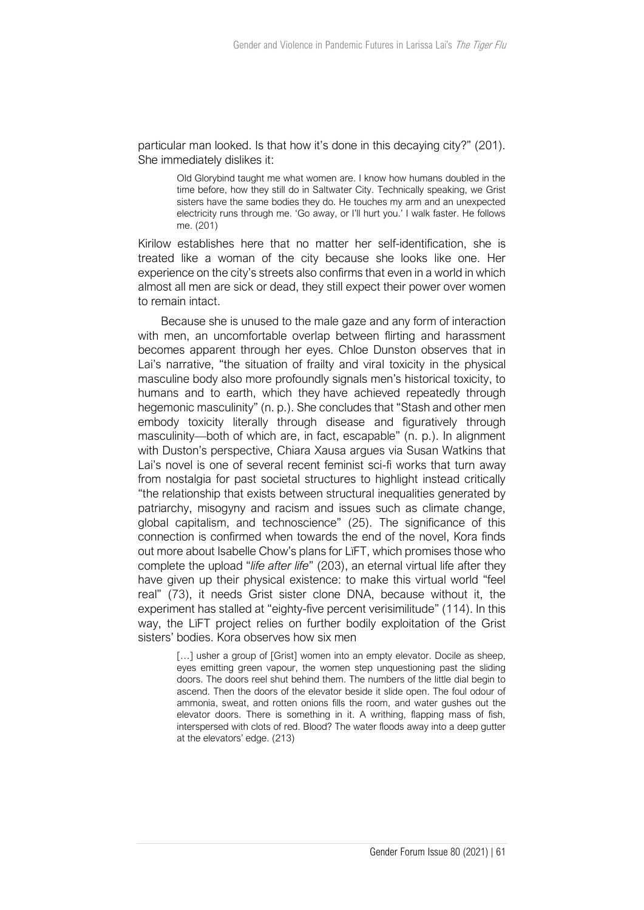particular man looked. Is that how it's done in this decaying city?" (201). She immediately dislikes it:

> Old Glorybind taught me what women are. I know how humans doubled in the time before, how they still do in Saltwater City. Technically speaking, we Grist sisters have the same bodies they do. He touches my arm and an unexpected electricity runs through me. 'Go away, or I'll hurt you.' I walk faster. He follows me. (201)

Kirilow establishes here that no matter her self-identification, she is treated like a woman of the city because she looks like one. Her experience on the city's streets also confirms that even in a world in which almost all men are sick or dead, they still expect their power over women to remain intact.

Because she is unused to the male gaze and any form of interaction with men, an uncomfortable overlap between flirting and harassment becomes apparent through her eyes. Chloe Dunston observes that in Lai's narrative, "the situation of frailty and viral toxicity in the physical masculine body also more profoundly signals men's historical toxicity, to humans and to earth, which they have achieved repeatedly through hegemonic masculinity" (n. p.). She concludes that "Stash and other men embody toxicity literally through disease and figuratively through masculinity—both of which are, in fact, escapable" (n. p.). In alignment with Duston's perspective, Chiara Xausa argues via Susan Watkins that Lai's novel is one of several recent feminist sci-fi works that turn away from nostalgia for past societal structures to highlight instead critically "the relationship that exists between structural inequalities generated by patriarchy, misogyny and racism and issues such as climate change, global capitalism, and technoscience" (25). The significance of this connection is confirmed when towards the end of the novel, Kora finds out more about Isabelle Chow's plans for LïFT, which promises those who complete the upload "*life after life*" (203), an eternal virtual life after they have given up their physical existence: to make this virtual world "feel real" (73), it needs Grist sister clone DNA, because without it, the experiment has stalled at "eighty-five percent verisimilitude" (114). In this way, the LïFT project relies on further bodily exploitation of the Grist sisters' bodies. Kora observes how six men

> […] usher a group of [Grist] women into an empty elevator. Docile as sheep, eyes emitting green vapour, the women step unquestioning past the sliding doors. The doors reel shut behind them. The numbers of the little dial begin to ascend. Then the doors of the elevator beside it slide open. The foul odour of ammonia, sweat, and rotten onions fills the room, and water gushes out the elevator doors. There is something in it. A writhing, flapping mass of fish, interspersed with clots of red. Blood? The water floods away into a deep gutter at the elevators' edge. (213)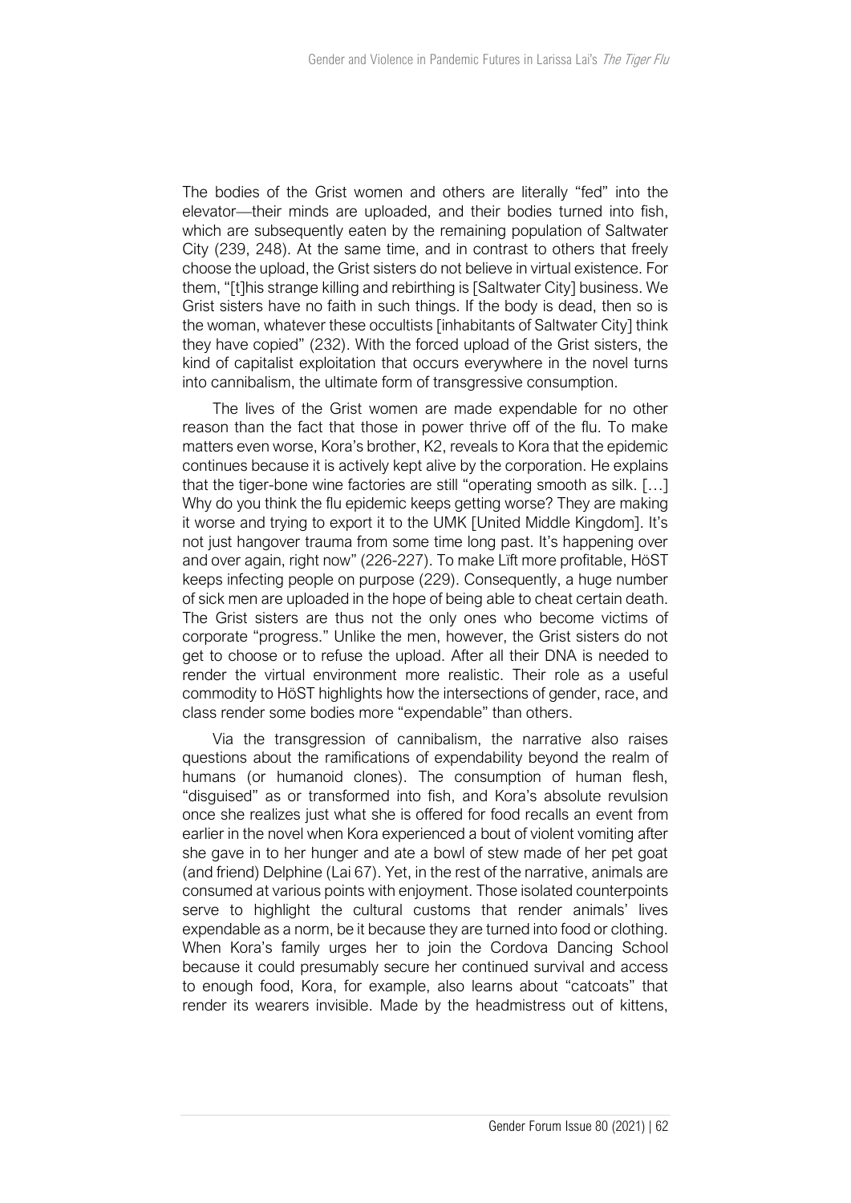The bodies of the Grist women and others are literally "fed" into the elevator—their minds are uploaded, and their bodies turned into fish, which are subsequently eaten by the remaining population of Saltwater City (239, 248). At the same time, and in contrast to others that freely choose the upload, the Grist sisters do not believe in virtual existence. For them, "[t]his strange killing and rebirthing is [Saltwater City] business. We Grist sisters have no faith in such things. If the body is dead, then so is the woman, whatever these occultists [inhabitants of Saltwater City] think they have copied" (232). With the forced upload of the Grist sisters, the kind of capitalist exploitation that occurs everywhere in the novel turns into cannibalism, the ultimate form of transgressive consumption.

The lives of the Grist women are made expendable for no other reason than the fact that those in power thrive off of the flu. To make matters even worse, Kora's brother, K2, reveals to Kora that the epidemic continues because it is actively kept alive by the corporation. He explains that the tiger-bone wine factories are still "operating smooth as silk. […] Why do you think the flu epidemic keeps getting worse? They are making it worse and trying to export it to the UMK [United Middle Kingdom]. It's not just hangover trauma from some time long past. It's happening over and over again, right now" (226-227). To make Lïft more profitable, HöST keeps infecting people on purpose (229). Consequently, a huge number of sick men are uploaded in the hope of being able to cheat certain death. The Grist sisters are thus not the only ones who become victims of corporate "progress." Unlike the men, however, the Grist sisters do not get to choose or to refuse the upload. After all their DNA is needed to render the virtual environment more realistic. Their role as a useful commodity to HöST highlights how the intersections of gender, race, and class render some bodies more "expendable" than others.

Via the transgression of cannibalism, the narrative also raises questions about the ramifications of expendability beyond the realm of humans (or humanoid clones). The consumption of human flesh, "disguised" as or transformed into fish, and Kora's absolute revulsion once she realizes just what she is offered for food recalls an event from earlier in the novel when Kora experienced a bout of violent vomiting after she gave in to her hunger and ate a bowl of stew made of her pet goat (and friend) Delphine (Lai 67). Yet, in the rest of the narrative, animals are consumed at various points with enjoyment. Those isolated counterpoints serve to highlight the cultural customs that render animals' lives expendable as a norm, be it because they are turned into food or clothing. When Kora's family urges her to join the Cordova Dancing School because it could presumably secure her continued survival and access to enough food, Kora, for example, also learns about "catcoats" that render its wearers invisible. Made by the headmistress out of kittens,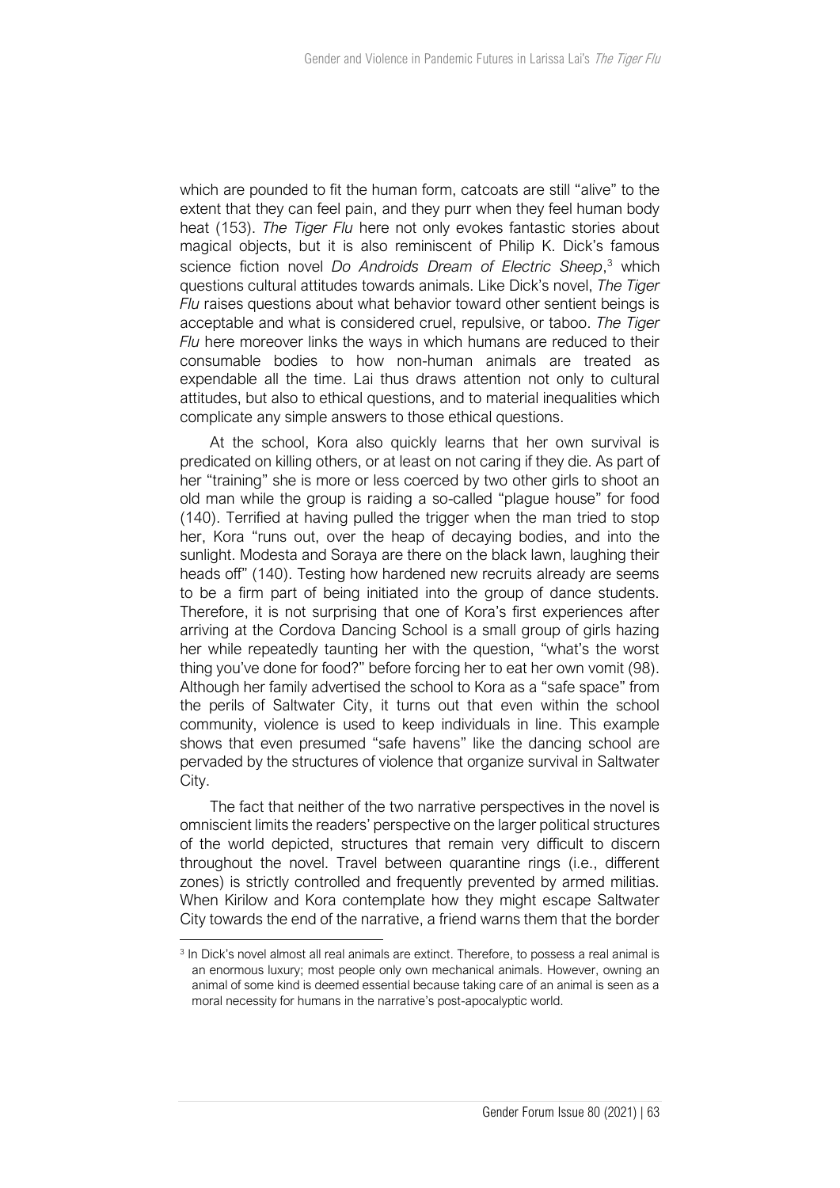which are pounded to fit the human form, catcoats are still "alive" to the extent that they can feel pain, and they purr when they feel human body heat (153). *The Tiger Flu* here not only evokes fantastic stories about magical objects, but it is also reminiscent of Philip K. Dick's famous science fiction novel *Do Androids Dream of Electric Sheep*,[3] which questions cultural attitudes towards animals. Like Dick's novel, *The Tiger Flu* raises questions about what behavior toward other sentient beings is acceptable and what is considered cruel, repulsive, or taboo. *The Tiger Flu* here moreover links the ways in which humans are reduced to their consumable bodies to how non-human animals are treated as expendable all the time. Lai thus draws attention not only to cultural attitudes, but also to ethical questions, and to material inequalities which complicate any simple answers to those ethical questions.

At the school, Kora also quickly learns that her own survival is predicated on killing others, or at least on not caring if they die. As part of her "training" she is more or less coerced by two other girls to shoot an old man while the group is raiding a so-called "plague house" for food (140). Terrified at having pulled the trigger when the man tried to stop her, Kora "runs out, over the heap of decaying bodies, and into the sunlight. Modesta and Soraya are there on the black lawn, laughing their heads off" (140). Testing how hardened new recruits already are seems to be a firm part of being initiated into the group of dance students. Therefore, it is not surprising that one of Kora's first experiences after arriving at the Cordova Dancing School is a small group of girls hazing her while repeatedly taunting her with the question, "what's the worst thing you've done for food?" before forcing her to eat her own vomit (98). Although her family advertised the school to Kora as a "safe space" from the perils of Saltwater City, it turns out that even within the school community, violence is used to keep individuals in line. This example shows that even presumed "safe havens" like the dancing school are pervaded by the structures of violence that organize survival in Saltwater City.

The fact that neither of the two narrative perspectives in the novel is omniscient limits the readers' perspective on the larger political structures of the world depicted, structures that remain very difficult to discern throughout the novel. Travel between quarantine rings (i.e., different zones) is strictly controlled and frequently prevented by armed militias. When Kirilow and Kora contemplate how they might escape Saltwater City towards the end of the narrative, a friend warns them that the border

[3] In Dick's novel almost all real animals are extinct. Therefore, to possess a real animal is an enormous luxury; most people only own mechanical animals. However, owning an animal of some kind is deemed essential because taking care of an animal is seen as a moral necessity for humans in the narrative's post-apocalyptic world.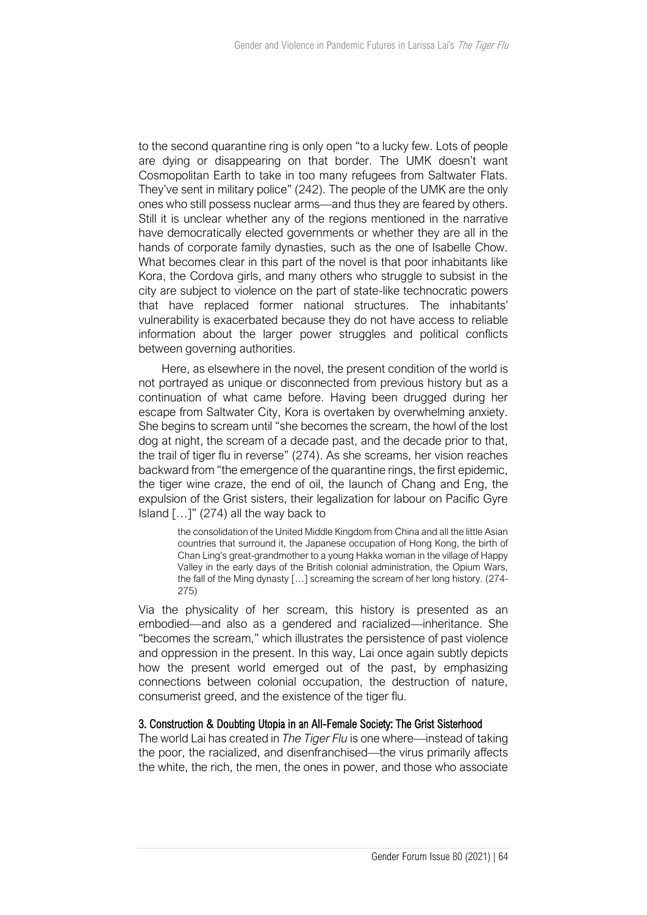to the second quarantine ring is only open "to a lucky few. Lots of people are dying or disappearing on that border. The UMK doesn't want Cosmopolitan Earth to take in too many refugees from Saltwater Flats. They've sent in military police" (242). The people of the UMK are the only ones who still possess nuclear arms—and thus they are feared by others. Still it is unclear whether any of the regions mentioned in the narrative have democratically elected governments or whether they are all in the hands of corporate family dynasties, such as the one of Isabelle Chow. What becomes clear in this part of the novel is that poor inhabitants like Kora, the Cordova girls, and many others who struggle to subsist in the city are subject to violence on the part of state-like technocratic powers that have replaced former national structures. The inhabitants' vulnerability is exacerbated because they do not have access to reliable information about the larger power struggles and political conflicts between governing authorities.

Here, as elsewhere in the novel, the present condition of the world is not portrayed as unique or disconnected from previous history but as a continuation of what came before. Having been drugged during her escape from Saltwater City, Kora is overtaken by overwhelming anxiety. She begins to scream until "she becomes the scream, the howl of the lost dog at night, the scream of a decade past, and the decade prior to that, the trail of tiger flu in reverse" (274). As she screams, her vision reaches backward from "the emergence of the quarantine rings, the first epidemic, the tiger wine craze, the end of oil, the launch of Chang and Eng, the expulsion of the Grist sisters, their legalization for labour on Pacific Gyre Island […]" (274) all the way back to

> the consolidation of the United Middle Kingdom from China and all the little Asian countries that surround it, the Japanese occupation of Hong Kong, the birth of Chan Ling's great-grandmother to a young Hakka woman in the village of Happy Valley in the early days of the British colonial administration, the Opium Wars, the fall of the Ming dynasty […] screaming the scream of her long history. (274-275)

Via the physicality of her scream, this history is presented as an embodied—and also as a gendered and racialized—inheritance. She "becomes the scream," which illustrates the persistence of past violence and oppression in the present. In this way, Lai once again subtly depicts how the present world emerged out of the past, by emphasizing connections between colonial occupation, the destruction of nature, consumerist greed, and the existence of the tiger flu.

### 3. Construction & Doubting Utopia in an All-Female Society: The Grist Sisterhood

The world Lai has created in *The Tiger Flu* is one where—instead of taking the poor, the racialized, and disenfranchised—the virus primarily affects the white, the rich, the men, the ones in power, and those who associate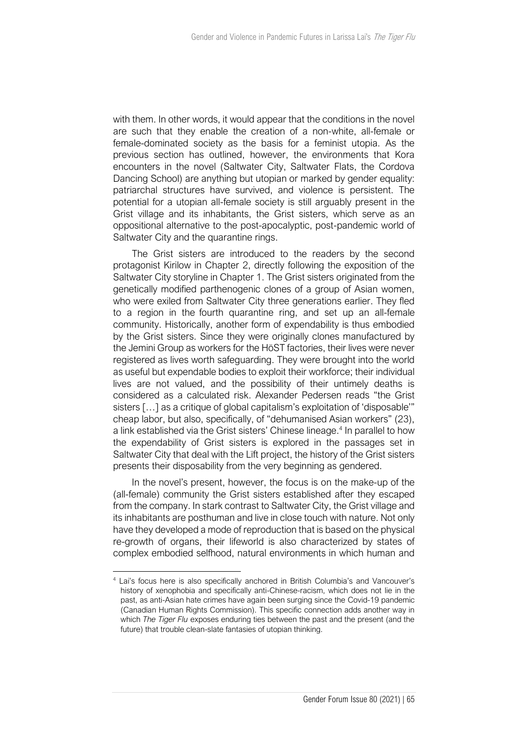with them. In other words, it would appear that the conditions in the novel are such that they enable the creation of a non-white, all-female or female-dominated society as the basis for a feminist utopia. As the previous section has outlined, however, the environments that Kora encounters in the novel (Saltwater City, Saltwater Flats, the Cordova Dancing School) are anything but utopian or marked by gender equality: patriarchal structures have survived, and violence is persistent. The potential for a utopian all-female society is still arguably present in the Grist village and its inhabitants, the Grist sisters, which serve as an oppositional alternative to the post-apocalyptic, post-pandemic world of Saltwater City and the quarantine rings.

The Grist sisters are introduced to the readers by the second protagonist Kirilow in Chapter 2, directly following the exposition of the Saltwater City storyline in Chapter 1. The Grist sisters originated from the genetically modified parthenogenic clones of a group of Asian women, who were exiled from Saltwater City three generations earlier. They fled to a region in the fourth quarantine ring, and set up an all-female community. Historically, another form of expendability is thus embodied by the Grist sisters. Since they were originally clones manufactured by the Jemini Group as workers for the HöST factories, their lives were never registered as lives worth safeguarding. They were brought into the world as useful but expendable bodies to exploit their workforce; their individual lives are not valued, and the possibility of their untimely deaths is considered as a calculated risk. Alexander Pedersen reads "the Grist sisters […] as a critique of global capitalism's exploitation of 'disposable'" cheap labor, but also, specifically, of "dehumanised Asian workers" (23), a link established via the Grist sisters' Chinese lineage.[4] In parallel to how the expendability of Grist sisters is explored in the passages set in Saltwater City that deal with the Lïft project, the history of the Grist sisters presents their disposability from the very beginning as gendered.

In the novel's present, however, the focus is on the make-up of the (all-female) community the Grist sisters established after they escaped from the company. In stark contrast to Saltwater City, the Grist village and its inhabitants are posthuman and live in close touch with nature. Not only have they developed a mode of reproduction that is based on the physical re-growth of organs, their lifeworld is also characterized by states of complex embodied selfhood, natural environments in which human and

[4] Lai's focus here is also specifically anchored in British Columbia's and Vancouver's history of xenophobia and specifically anti-Chinese-racism, which does not lie in the past, as anti-Asian hate crimes have again been surging since the Covid-19 pandemic (Canadian Human Rights Commission). This specific connection adds another way in which *The Tiger Flu* exposes enduring ties between the past and the present (and the future) that trouble clean-slate fantasies of utopian thinking.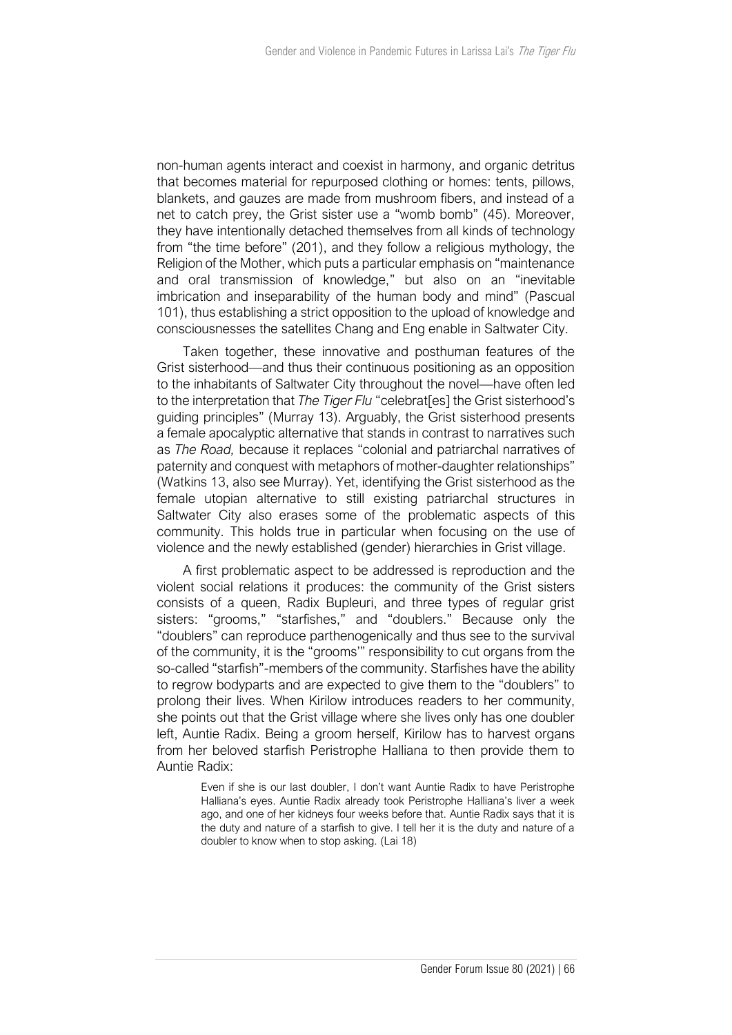non-human agents interact and coexist in harmony, and organic detritus that becomes material for repurposed clothing or homes: tents, pillows, blankets, and gauzes are made from mushroom fibers, and instead of a net to catch prey, the Grist sister use a "womb bomb" (45). Moreover, they have intentionally detached themselves from all kinds of technology from "the time before" (201), and they follow a religious mythology, the Religion of the Mother, which puts a particular emphasis on "maintenance and oral transmission of knowledge," but also on an "inevitable imbrication and inseparability of the human body and mind" (Pascual 101), thus establishing a strict opposition to the upload of knowledge and consciousnesses the satellites Chang and Eng enable in Saltwater City.

Taken together, these innovative and posthuman features of the Grist sisterhood—and thus their continuous positioning as an opposition to the inhabitants of Saltwater City throughout the novel—have often led to the interpretation that *The Tiger Flu* "celebrat[es] the Grist sisterhood's guiding principles" (Murray 13). Arguably, the Grist sisterhood presents a female apocalyptic alternative that stands in contrast to narratives such as *The Road,* because it replaces "colonial and patriarchal narratives of paternity and conquest with metaphors of mother-daughter relationships" (Watkins 13, also see Murray). Yet, identifying the Grist sisterhood as the female utopian alternative to still existing patriarchal structures in Saltwater City also erases some of the problematic aspects of this community. This holds true in particular when focusing on the use of violence and the newly established (gender) hierarchies in Grist village.

A first problematic aspect to be addressed is reproduction and the violent social relations it produces: the community of the Grist sisters consists of a queen, Radix Bupleuri, and three types of regular grist sisters: "grooms," "starfishes," and "doublers." Because only the "doublers" can reproduce parthenogenically and thus see to the survival of the community, it is the "grooms'" responsibility to cut organs from the so-called "starfish"-members of the community. Starfishes have the ability to regrow bodyparts and are expected to give them to the "doublers" to prolong their lives. When Kirilow introduces readers to her community, she points out that the Grist village where she lives only has one doubler left, Auntie Radix. Being a groom herself, Kirilow has to harvest organs from her beloved starfish Peristrophe Halliana to then provide them to Auntie Radix:

> Even if she is our last doubler, I don't want Auntie Radix to have Peristrophe Halliana's eyes. Auntie Radix already took Peristrophe Halliana's liver a week ago, and one of her kidneys four weeks before that. Auntie Radix says that it is the duty and nature of a starfish to give. I tell her it is the duty and nature of a doubler to know when to stop asking. (Lai 18)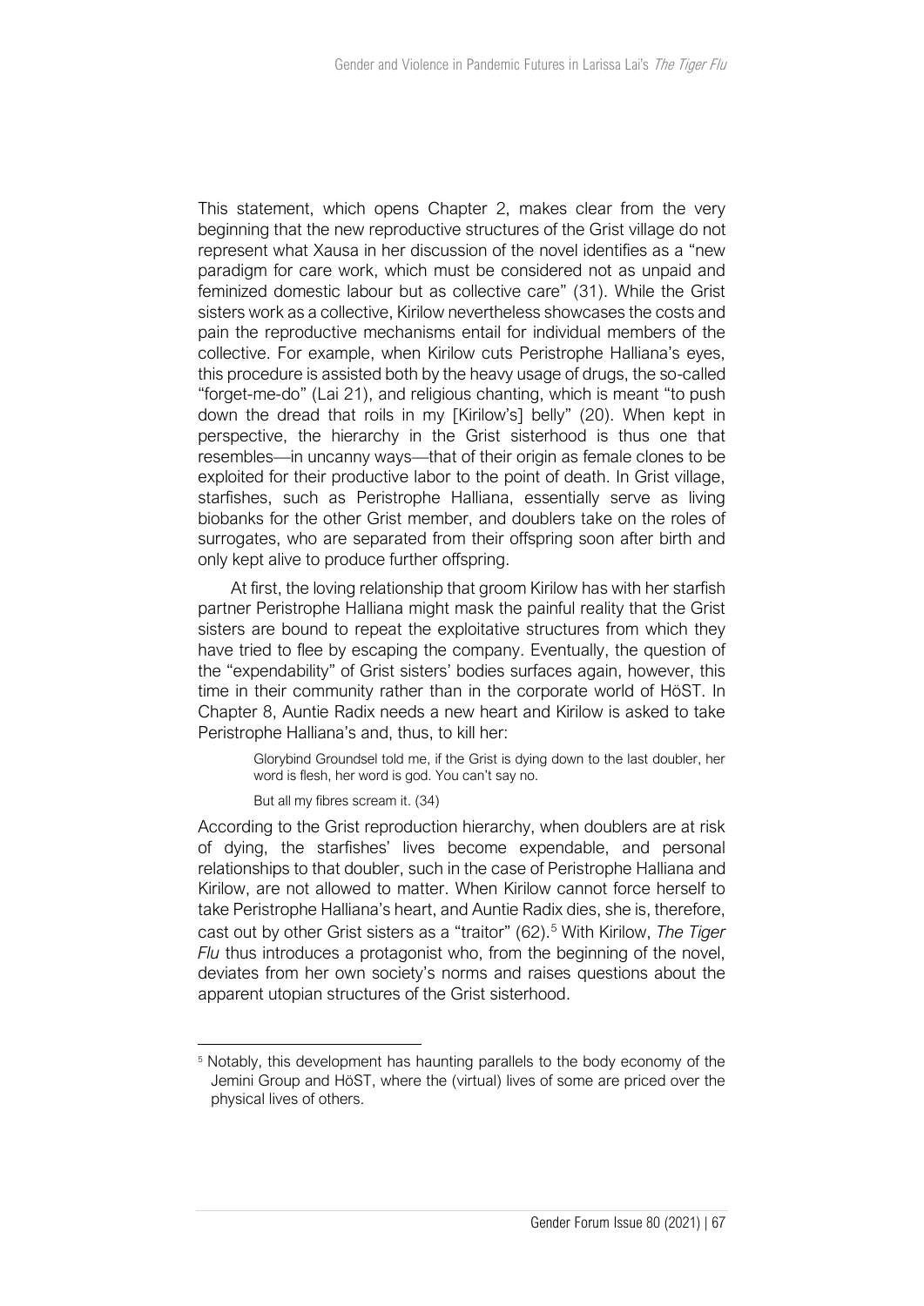This statement, which opens Chapter 2, makes clear from the very beginning that the new reproductive structures of the Grist village do not represent what Xausa in her discussion of the novel identifies as a "new paradigm for care work, which must be considered not as unpaid and feminized domestic labour but as collective care" (31). While the Grist sisters work as a collective, Kirilow nevertheless showcases the costs and pain the reproductive mechanisms entail for individual members of the collective. For example, when Kirilow cuts Peristrophe Halliana's eyes, this procedure is assisted both by the heavy usage of drugs, the so-called "forget-me-do" (Lai 21), and religious chanting, which is meant "to push down the dread that roils in my [Kirilow's] belly" (20). When kept in perspective, the hierarchy in the Grist sisterhood is thus one that resembles—in uncanny ways—that of their origin as female clones to be exploited for their productive labor to the point of death. In Grist village, starfishes, such as Peristrophe Halliana, essentially serve as living biobanks for the other Grist member, and doublers take on the roles of surrogates, who are separated from their offspring soon after birth and only kept alive to produce further offspring.

At first, the loving relationship that groom Kirilow has with her starfish partner Peristrophe Halliana might mask the painful reality that the Grist sisters are bound to repeat the exploitative structures from which they have tried to flee by escaping the company. Eventually, the question of the "expendability" of Grist sisters' bodies surfaces again, however, this time in their community rather than in the corporate world of HöST. In Chapter 8, Auntie Radix needs a new heart and Kirilow is asked to take Peristrophe Halliana's and, thus, to kill her:

> Glorybind Groundsel told me, if the Grist is dying down to the last doubler, her word is flesh, her word is god. You can't say no.
>
> But all my fibres scream it. (34)

According to the Grist reproduction hierarchy, when doublers are at risk of dying, the starfishes' lives become expendable, and personal relationships to that doubler, such in the case of Peristrophe Halliana and Kirilow, are not allowed to matter. When Kirilow cannot force herself to take Peristrophe Halliana's heart, and Auntie Radix dies, she is, therefore, cast out by other Grist sisters as a "traitor" (62).[5] With Kirilow, *The Tiger Flu* thus introduces a protagonist who, from the beginning of the novel, deviates from her own society's norms and raises questions about the apparent utopian structures of the Grist sisterhood.

---

[5] Notably, this development has haunting parallels to the body economy of the Jemini Group and HöST, where the (virtual) lives of some are priced over the physical lives of others.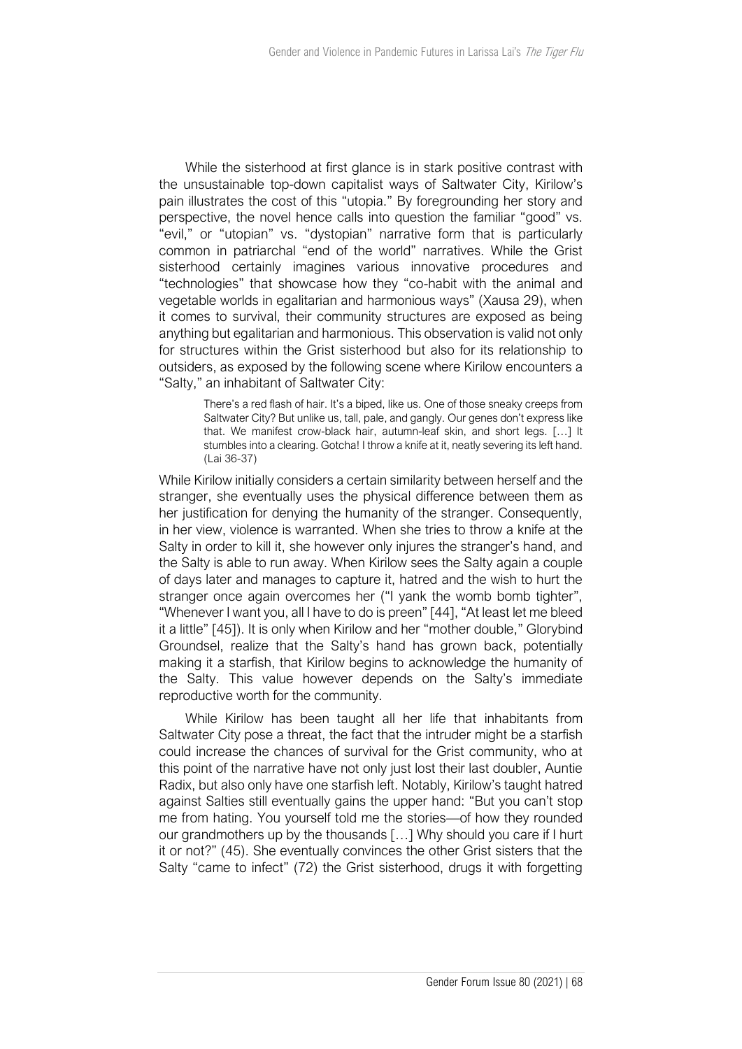While the sisterhood at first glance is in stark positive contrast with the unsustainable top-down capitalist ways of Saltwater City, Kirilow's pain illustrates the cost of this "utopia." By foregrounding her story and perspective, the novel hence calls into question the familiar "good" vs. "evil," or "utopian" vs. "dystopian" narrative form that is particularly common in patriarchal "end of the world" narratives. While the Grist sisterhood certainly imagines various innovative procedures and "technologies" that showcase how they "co-habit with the animal and vegetable worlds in egalitarian and harmonious ways" (Xausa 29), when it comes to survival, their community structures are exposed as being anything but egalitarian and harmonious. This observation is valid not only for structures within the Grist sisterhood but also for its relationship to outsiders, as exposed by the following scene where Kirilow encounters a "Salty," an inhabitant of Saltwater City:

> There's a red flash of hair. It's a biped, like us. One of those sneaky creeps from Saltwater City? But unlike us, tall, pale, and gangly. Our genes don't express like that. We manifest crow-black hair, autumn-leaf skin, and short legs. […] It stumbles into a clearing. Gotcha! I throw a knife at it, neatly severing its left hand. (Lai 36-37)

While Kirilow initially considers a certain similarity between herself and the stranger, she eventually uses the physical difference between them as her justification for denying the humanity of the stranger. Consequently, in her view, violence is warranted. When she tries to throw a knife at the Salty in order to kill it, she however only injures the stranger's hand, and the Salty is able to run away. When Kirilow sees the Salty again a couple of days later and manages to capture it, hatred and the wish to hurt the stranger once again overcomes her ("I yank the womb bomb tighter", "Whenever I want you, all I have to do is preen" [44], "At least let me bleed it a little" [45]). It is only when Kirilow and her "mother double," Glorybind Groundsel, realize that the Salty's hand has grown back, potentially making it a starfish, that Kirilow begins to acknowledge the humanity of the Salty. This value however depends on the Salty's immediate reproductive worth for the community.

While Kirilow has been taught all her life that inhabitants from Saltwater City pose a threat, the fact that the intruder might be a starfish could increase the chances of survival for the Grist community, who at this point of the narrative have not only just lost their last doubler, Auntie Radix, but also only have one starfish left. Notably, Kirilow's taught hatred against Salties still eventually gains the upper hand: "But you can't stop me from hating. You yourself told me the stories—of how they rounded our grandmothers up by the thousands […] Why should you care if I hurt it or not?" (45). She eventually convinces the other Grist sisters that the Salty "came to infect" (72) the Grist sisterhood, drugs it with forgetting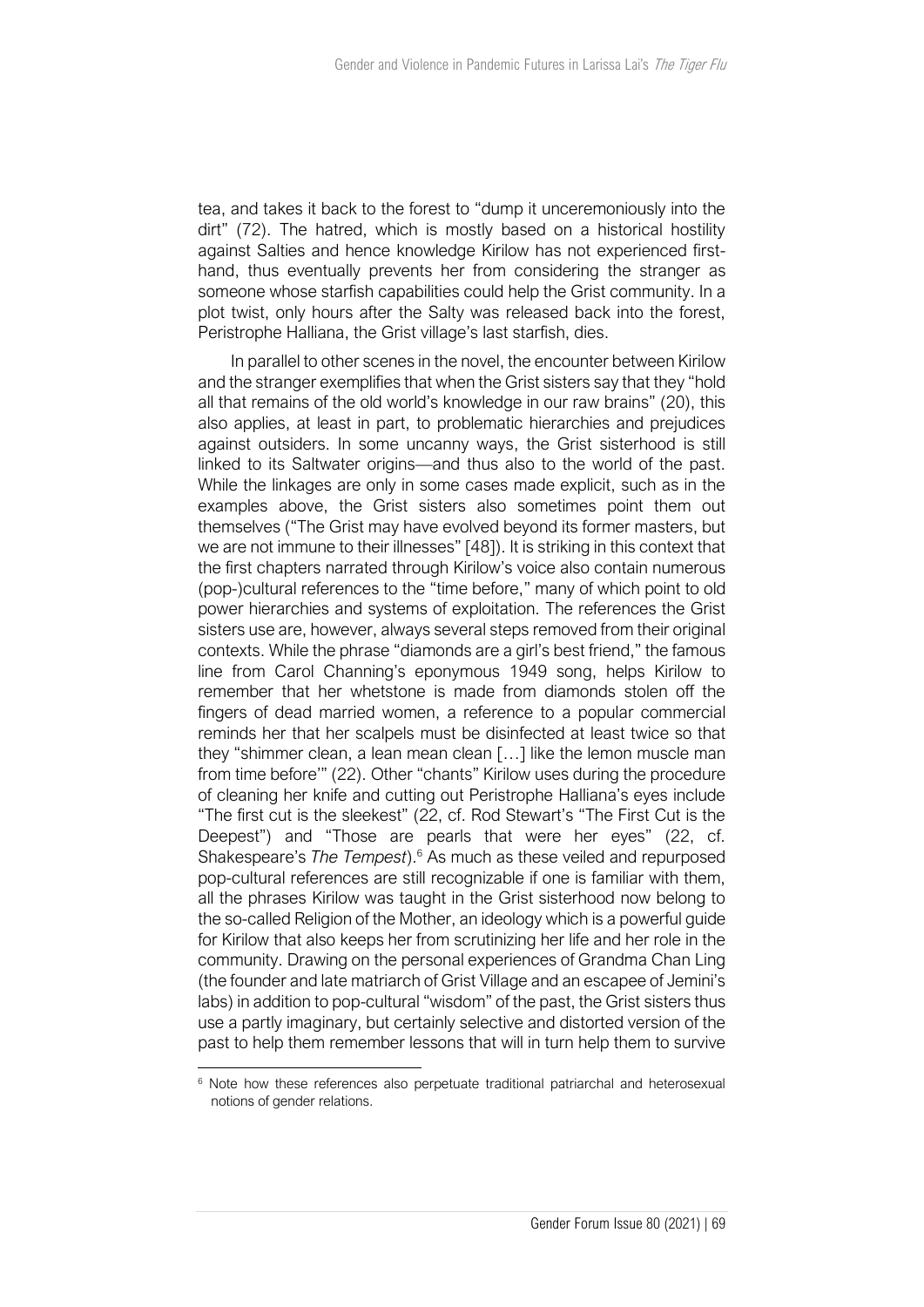tea, and takes it back to the forest to "dump it unceremoniously into the dirt" (72). The hatred, which is mostly based on a historical hostility against Salties and hence knowledge Kirilow has not experienced first-hand, thus eventually prevents her from considering the stranger as someone whose starfish capabilities could help the Grist community. In a plot twist, only hours after the Salty was released back into the forest, Peristrophe Halliana, the Grist village's last starfish, dies.

In parallel to other scenes in the novel, the encounter between Kirilow and the stranger exemplifies that when the Grist sisters say that they "hold all that remains of the old world's knowledge in our raw brains" (20), this also applies, at least in part, to problematic hierarchies and prejudices against outsiders. In some uncanny ways, the Grist sisterhood is still linked to its Saltwater origins—and thus also to the world of the past. While the linkages are only in some cases made explicit, such as in the examples above, the Grist sisters also sometimes point them out themselves ("The Grist may have evolved beyond its former masters, but we are not immune to their illnesses" [48]). It is striking in this context that the first chapters narrated through Kirilow's voice also contain numerous (pop-)cultural references to the "time before," many of which point to old power hierarchies and systems of exploitation. The references the Grist sisters use are, however, always several steps removed from their original contexts. While the phrase "diamonds are a girl's best friend," the famous line from Carol Channing's eponymous 1949 song, helps Kirilow to remember that her whetstone is made from diamonds stolen off the fingers of dead married women, a reference to a popular commercial reminds her that her scalpels must be disinfected at least twice so that they "shimmer clean, a lean mean clean […] like the lemon muscle man from time before'" (22). Other "chants" Kirilow uses during the procedure of cleaning her knife and cutting out Peristrophe Halliana's eyes include "The first cut is the sleekest" (22, cf. Rod Stewart's "The First Cut is the Deepest") and "Those are pearls that were her eyes" (22, cf. Shakespeare's *The Tempest*).[6] As much as these veiled and repurposed pop-cultural references are still recognizable if one is familiar with them, all the phrases Kirilow was taught in the Grist sisterhood now belong to the so-called Religion of the Mother, an ideology which is a powerful guide for Kirilow that also keeps her from scrutinizing her life and her role in the community. Drawing on the personal experiences of Grandma Chan Ling (the founder and late matriarch of Grist Village and an escapee of Jemini's labs) in addition to pop-cultural "wisdom" of the past, the Grist sisters thus use a partly imaginary, but certainly selective and distorted version of the past to help them remember lessons that will in turn help them to survive

[6] Note how these references also perpetuate traditional patriarchal and heterosexual notions of gender relations.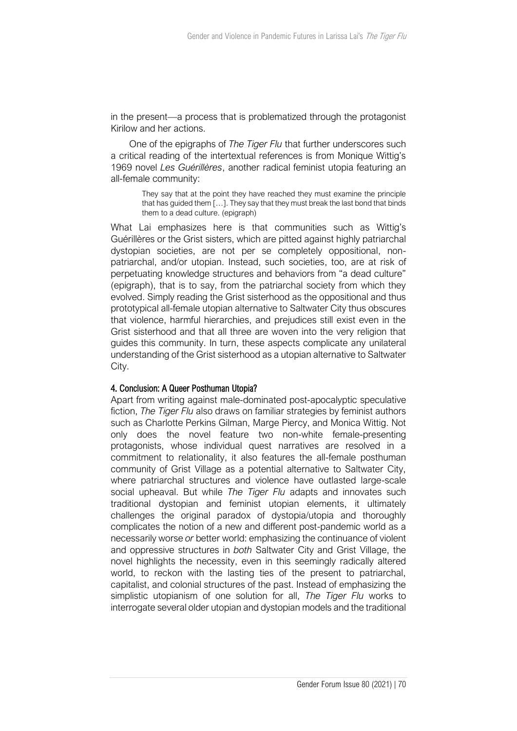in the present—a process that is problematized through the protagonist Kirilow and her actions.

One of the epigraphs of *The Tiger Flu* that further underscores such a critical reading of the intertextual references is from Monique Wittig's 1969 novel *Les Guérillères*, another radical feminist utopia featuring an all-female community:

> They say that at the point they have reached they must examine the principle that has guided them […]. They say that they must break the last bond that binds them to a dead culture. (epigraph)

What Lai emphasizes here is that communities such as Wittig's Guérillères or the Grist sisters, which are pitted against highly patriarchal dystopian societies, are not per se completely oppositional, non-patriarchal, and/or utopian. Instead, such societies, too, are at risk of perpetuating knowledge structures and behaviors from "a dead culture" (epigraph), that is to say, from the patriarchal society from which they evolved. Simply reading the Grist sisterhood as the oppositional and thus prototypical all-female utopian alternative to Saltwater City thus obscures that violence, harmful hierarchies, and prejudices still exist even in the Grist sisterhood and that all three are woven into the very religion that guides this community. In turn, these aspects complicate any unilateral understanding of the Grist sisterhood as a utopian alternative to Saltwater City.

## 4. Conclusion: A Queer Posthuman Utopia?

Apart from writing against male-dominated post-apocalyptic speculative fiction, *The Tiger Flu* also draws on familiar strategies by feminist authors such as Charlotte Perkins Gilman, Marge Piercy, and Monica Wittig. Not only does the novel feature two non-white female-presenting protagonists, whose individual quest narratives are resolved in a commitment to relationality, it also features the all-female posthuman community of Grist Village as a potential alternative to Saltwater City, where patriarchal structures and violence have outlasted large-scale social upheaval. But while *The Tiger Flu* adapts and innovates such traditional dystopian and feminist utopian elements, it ultimately challenges the original paradox of dystopia/utopia and thoroughly complicates the notion of a new and different post-pandemic world as a necessarily worse *or* better world: emphasizing the continuance of violent and oppressive structures in *both* Saltwater City and Grist Village, the novel highlights the necessity, even in this seemingly radically altered world, to reckon with the lasting ties of the present to patriarchal, capitalist, and colonial structures of the past. Instead of emphasizing the simplistic utopianism of one solution for all, *The Tiger Flu* works to interrogate several older utopian and dystopian models and the traditional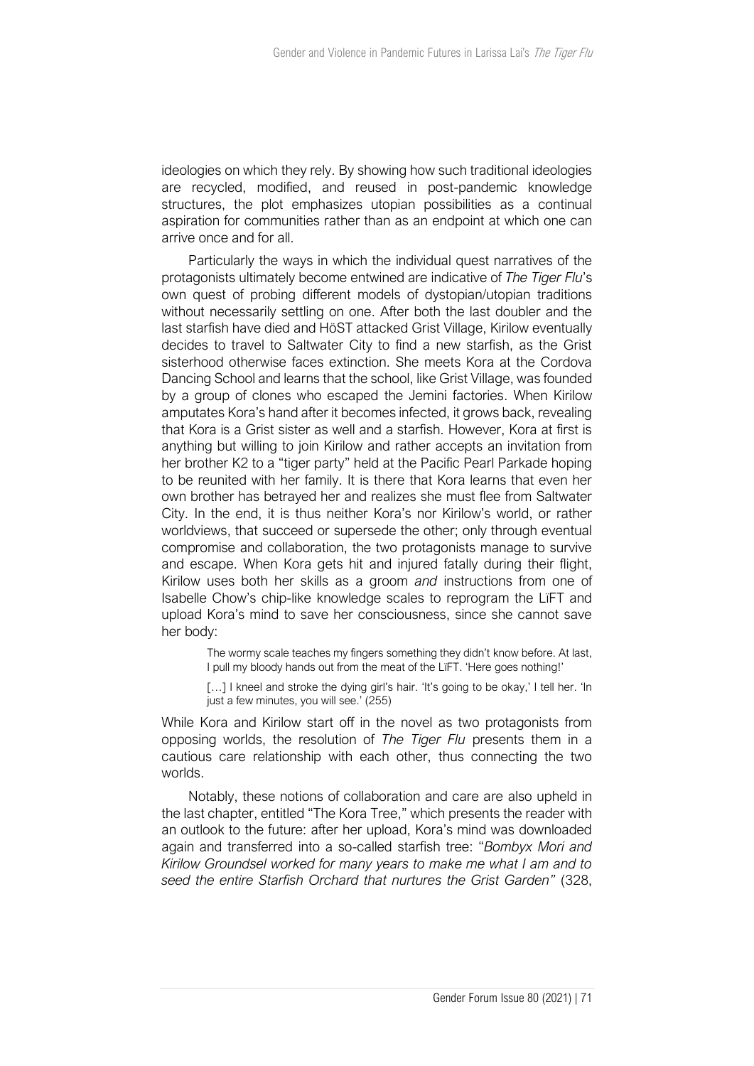ideologies on which they rely. By showing how such traditional ideologies are recycled, modified, and reused in post-pandemic knowledge structures, the plot emphasizes utopian possibilities as a continual aspiration for communities rather than as an endpoint at which one can arrive once and for all.

Particularly the ways in which the individual quest narratives of the protagonists ultimately become entwined are indicative of *The Tiger Flu*'s own quest of probing different models of dystopian/utopian traditions without necessarily settling on one. After both the last doubler and the last starfish have died and HöST attacked Grist Village, Kirilow eventually decides to travel to Saltwater City to find a new starfish, as the Grist sisterhood otherwise faces extinction. She meets Kora at the Cordova Dancing School and learns that the school, like Grist Village, was founded by a group of clones who escaped the Jemini factories. When Kirilow amputates Kora's hand after it becomes infected, it grows back, revealing that Kora is a Grist sister as well and a starfish. However, Kora at first is anything but willing to join Kirilow and rather accepts an invitation from her brother K2 to a "tiger party" held at the Pacific Pearl Parkade hoping to be reunited with her family. It is there that Kora learns that even her own brother has betrayed her and realizes she must flee from Saltwater City. In the end, it is thus neither Kora's nor Kirilow's world, or rather worldviews, that succeed or supersede the other; only through eventual compromise and collaboration, the two protagonists manage to survive and escape. When Kora gets hit and injured fatally during their flight, Kirilow uses both her skills as a groom *and* instructions from one of Isabelle Chow's chip-like knowledge scales to reprogram the LïFT and upload Kora's mind to save her consciousness, since she cannot save her body:

> The wormy scale teaches my fingers something they didn't know before. At last, I pull my bloody hands out from the meat of the LïFT. 'Here goes nothing!'
>
> […] I kneel and stroke the dying girl's hair. 'It's going to be okay,' I tell her. 'In just a few minutes, you will see.' (255)

While Kora and Kirilow start off in the novel as two protagonists from opposing worlds, the resolution of *The Tiger Flu* presents them in a cautious care relationship with each other, thus connecting the two worlds.

Notably, these notions of collaboration and care are also upheld in the last chapter, entitled "The Kora Tree," which presents the reader with an outlook to the future: after her upload, Kora's mind was downloaded again and transferred into a so-called starfish tree: "*Bombyx Mori and Kirilow Groundsel worked for many years to make me what I am and to seed the entire Starfish Orchard that nurtures the Grist Garden*" (328,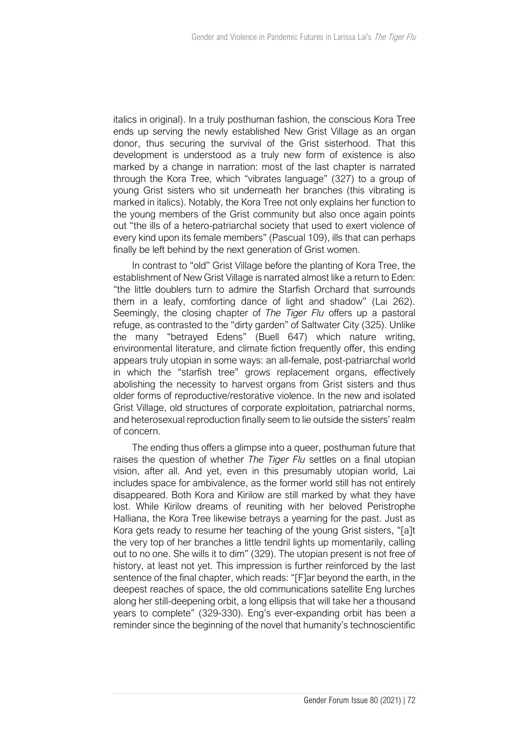italics in original). In a truly posthuman fashion, the conscious Kora Tree ends up serving the newly established New Grist Village as an organ donor, thus securing the survival of the Grist sisterhood. That this development is understood as a truly new form of existence is also marked by a change in narration: most of the last chapter is narrated through the Kora Tree, which "vibrates language" (327) to a group of young Grist sisters who sit underneath her branches (this vibrating is marked in italics). Notably, the Kora Tree not only explains her function to the young members of the Grist community but also once again points out "the ills of a hetero-patriarchal society that used to exert violence of every kind upon its female members" (Pascual 109), ills that can perhaps finally be left behind by the next generation of Grist women.

In contrast to "old" Grist Village before the planting of Kora Tree, the establishment of New Grist Village is narrated almost like a return to Eden: "the little doublers turn to admire the Starfish Orchard that surrounds them in a leafy, comforting dance of light and shadow" (Lai 262). Seemingly, the closing chapter of *The Tiger Flu* offers up a pastoral refuge, as contrasted to the "dirty garden" of Saltwater City (325). Unlike the many "betrayed Edens" (Buell 647) which nature writing, environmental literature, and climate fiction frequently offer, this ending appears truly utopian in some ways: an all-female, post-patriarchal world in which the "starfish tree" grows replacement organs, effectively abolishing the necessity to harvest organs from Grist sisters and thus older forms of reproductive/restorative violence. In the new and isolated Grist Village, old structures of corporate exploitation, patriarchal norms, and heterosexual reproduction finally seem to lie outside the sisters' realm of concern.

The ending thus offers a glimpse into a queer, posthuman future that raises the question of whether *The Tiger Flu* settles on a final utopian vision, after all. And yet, even in this presumably utopian world, Lai includes space for ambivalence, as the former world still has not entirely disappeared. Both Kora and Kirilow are still marked by what they have lost. While Kirilow dreams of reuniting with her beloved Peristrophe Halliana, the Kora Tree likewise betrays a yearning for the past. Just as Kora gets ready to resume her teaching of the young Grist sisters, "[a]t the very top of her branches a little tendril lights up momentarily, calling out to no one. She wills it to dim" (329). The utopian present is not free of history, at least not yet. This impression is further reinforced by the last sentence of the final chapter, which reads: "[F]ar beyond the earth, in the deepest reaches of space, the old communications satellite Eng lurches along her still-deepening orbit, a long ellipsis that will take her a thousand years to complete" (329-330). Eng's ever-expanding orbit has been a reminder since the beginning of the novel that humanity's technoscientific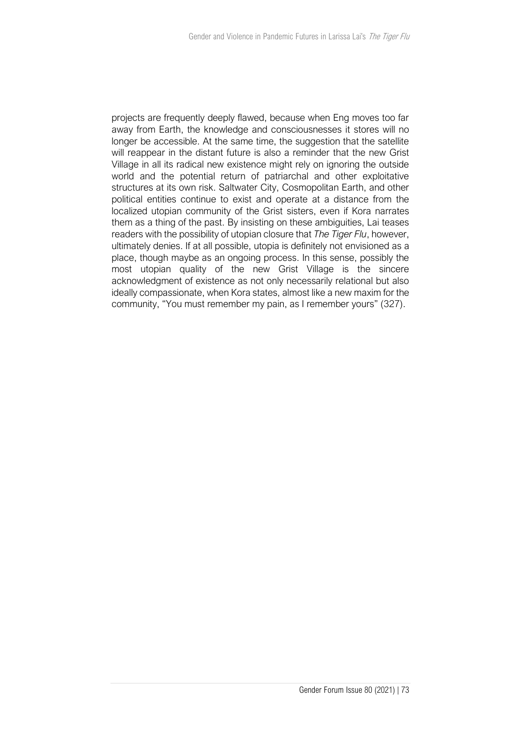projects are frequently deeply flawed, because when Eng moves too far away from Earth, the knowledge and consciousnesses it stores will no longer be accessible. At the same time, the suggestion that the satellite will reappear in the distant future is also a reminder that the new Grist Village in all its radical new existence might rely on ignoring the outside world and the potential return of patriarchal and other exploitative structures at its own risk. Saltwater City, Cosmopolitan Earth, and other political entities continue to exist and operate at a distance from the localized utopian community of the Grist sisters, even if Kora narrates them as a thing of the past. By insisting on these ambiguities, Lai teases readers with the possibility of utopian closure that *The Tiger Flu*, however, ultimately denies. If at all possible, utopia is definitely not envisioned as a place, though maybe as an ongoing process. In this sense, possibly the most utopian quality of the new Grist Village is the sincere acknowledgment of existence as not only necessarily relational but also ideally compassionate, when Kora states, almost like a new maxim for the community, "You must remember my pain, as I remember yours" (327).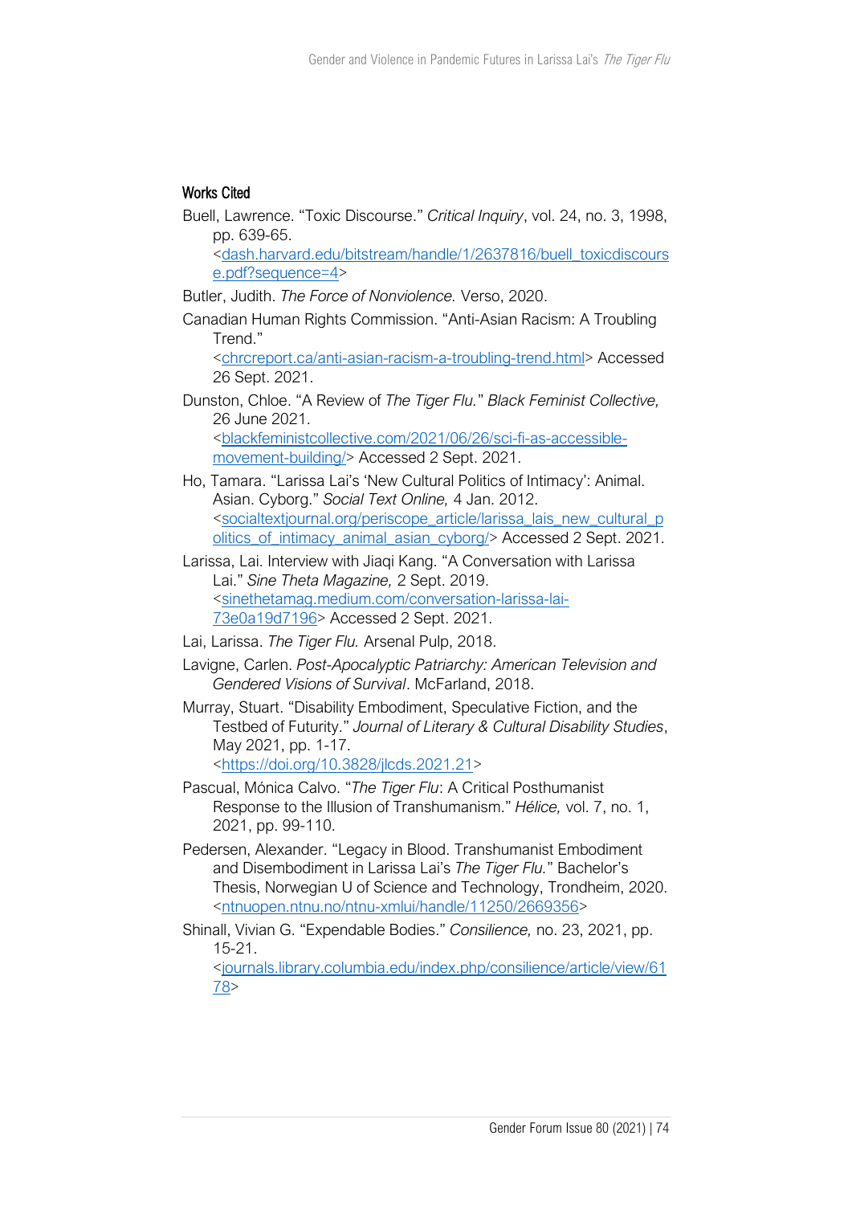## Works Cited

Buell, Lawrence. "Toxic Discourse." *Critical Inquiry*, vol. 24, no. 3, 1998, pp. 639-65. <dash.harvard.edu/bitstream/handle/1/2637816/buell_toxicdiscourse.pdf?sequence=4>

Butler, Judith. *The Force of Nonviolence.* Verso, 2020.

Canadian Human Rights Commission. "Anti-Asian Racism: A Troubling Trend." <chrcreport.ca/anti-asian-racism-a-troubling-trend.html> Accessed 26 Sept. 2021.

Dunston, Chloe. "A Review of *The Tiger Flu.*" *Black Feminist Collective,* 26 June 2021. <blackfeministcollective.com/2021/06/26/sci-fi-as-accessible-movement-building/> Accessed 2 Sept. 2021.

Ho, Tamara. "Larissa Lai's 'New Cultural Politics of Intimacy': Animal. Asian. Cyborg." *Social Text Online,* 4 Jan. 2012. <socialtextjournal.org/periscope_article/larissa_lais_new_cultural_politics_of_intimacy_animal_asian_cyborg/> Accessed 2 Sept. 2021.

Larissa, Lai. Interview with Jiaqi Kang. "A Conversation with Larissa Lai." *Sine Theta Magazine,* 2 Sept. 2019. <sinethetamag.medium.com/conversation-larissa-lai-73e0a19d7196> Accessed 2 Sept. 2021.

Lai, Larissa. *The Tiger Flu.* Arsenal Pulp, 2018.

Lavigne, Carlen. *Post-Apocalyptic Patriarchy: American Television and Gendered Visions of Survival*. McFarland, 2018.

Murray, Stuart. "Disability Embodiment, Speculative Fiction, and the Testbed of Futurity." *Journal of Literary & Cultural Disability Studies*, May 2021, pp. 1-17. <https://doi.org/10.3828/jlcds.2021.21>

Pascual, Mónica Calvo. "*The Tiger Flu*: A Critical Posthumanist Response to the Illusion of Transhumanism." *Hélice,* vol. 7, no. 1, 2021, pp. 99-110.

Pedersen, Alexander. "Legacy in Blood. Transhumanist Embodiment and Disembodiment in Larissa Lai's *The Tiger Flu.*" Bachelor's Thesis, Norwegian U of Science and Technology, Trondheim, 2020. <ntnuopen.ntnu.no/ntnu-xmlui/handle/11250/2669356>

Shinall, Vivian G. "Expendable Bodies." *Consilience,* no. 23, 2021, pp. 15-21. <journals.library.columbia.edu/index.php/consilience/article/view/6178>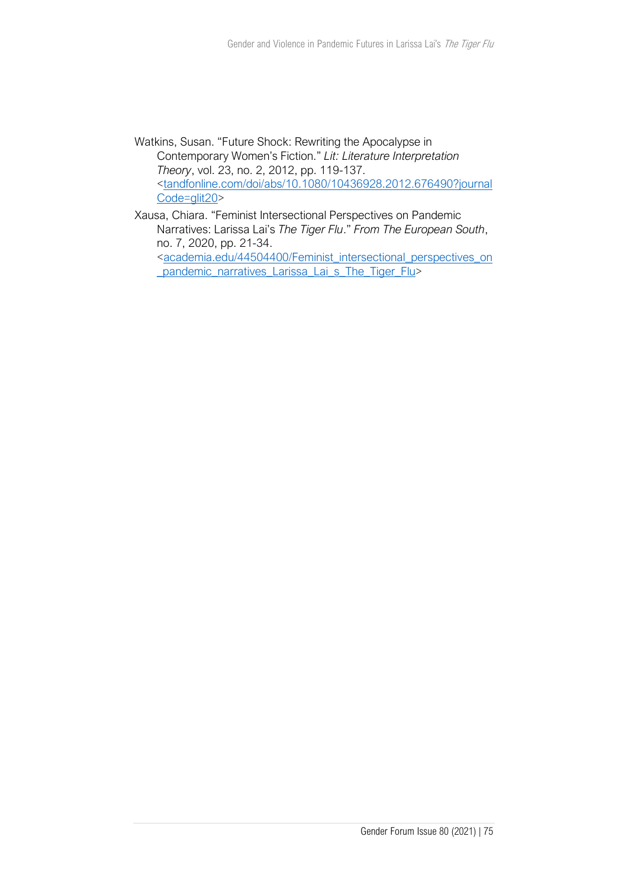Watkins, Susan. "Future Shock: Rewriting the Apocalypse in Contemporary Women's Fiction." *Lit: Literature Interpretation Theory*, vol. 23, no. 2, 2012, pp. 119-137. <tandfonline.com/doi/abs/10.1080/10436928.2012.676490?journalCode=glit20>

Xausa, Chiara. "Feminist Intersectional Perspectives on Pandemic Narratives: Larissa Lai's *The Tiger Flu*." *From The European South*, no. 7, 2020, pp. 21-34. <academia.edu/44504400/Feminist_intersectional_perspectives_on_pandemic_narratives_Larissa_Lai_s_The_Tiger_Flu>